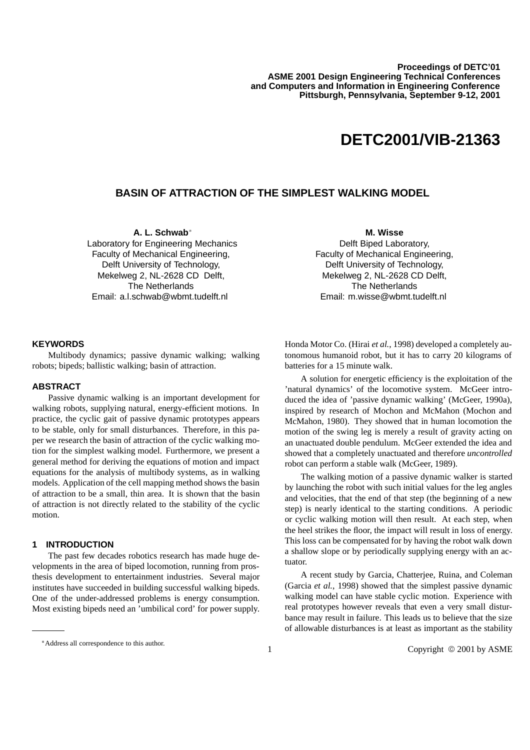Proceedings of DETC'01
ASME 2001 Design Engineering Technical Conferences
and Computers and Information in Engineering Conference
Pittsburgh, Pennsylvania, September 9-12, 2001

# DETC2001/VIB-21363

## BASIN OF ATTRACTION OF THE SIMPLEST WALKING MODEL

**A. L. Schwab***
Laboratory for Engineering Mechanics
Faculty of Mechanical Engineering,
Delft University of Technology,
Mekelweg 2, NL-2628 CD Delft,
The Netherlands
Email: a.l.schwab@wbmt.tudelft.nl

**M. Wisse**
Delft Biped Laboratory,
Faculty of Mechanical Engineering,
Delft University of Technology,
Mekelweg 2, NL-2628 CD Delft,
The Netherlands
Email: m.wisse@wbmt.tudelft.nl

### KEYWORDS

Multibody dynamics; passive dynamic walking; walking robots; bipeds; ballistic walking; basin of attraction.

### ABSTRACT

Passive dynamic walking is an important development for walking robots, supplying natural, energy-efficient motions. In practice, the cyclic gait of passive dynamic prototypes appears to be stable, only for small disturbances. Therefore, in this paper we research the basin of attraction of the cyclic walking motion for the simplest walking model. Furthermore, we present a general method for deriving the equations of motion and impact equations for the analysis of multibody systems, as in walking models. Application of the cell mapping method shows the basin of attraction to be a small, thin area. It is shown that the basin of attraction is not directly related to the stability of the cyclic motion.

### 1 INTRODUCTION

The past few decades robotics research has made huge developments in the area of biped locomotion, running from prosthesis development to entertainment industries. Several major institutes have succeeded in building successful walking bipeds. One of the under-addressed problems is energy consumption. Most existing bipeds need an 'umbilical cord' for power supply. Honda Motor Co. (Hirai *et al.*, 1998) developed a completely autonomous humanoid robot, but it has to carry 20 kilograms of batteries for a 15 minute walk.

A solution for energetic efficiency is the exploitation of the 'natural dynamics' of the locomotive system. McGeer introduced the idea of 'passive dynamic walking' (McGeer, 1990a), inspired by research of Mochon and McMahon (Mochon and McMahon, 1980). They showed that in human locomotion the motion of the swing leg is merely a result of gravity acting on an unactuated double pendulum. McGeer extended the idea and showed that a completely unactuated and therefore *uncontrolled* robot can perform a stable walk (McGeer, 1989).

The walking motion of a passive dynamic walker is started by launching the robot with such initial values for the leg angles and velocities, that the end of that step (the beginning of a new step) is nearly identical to the starting conditions. A periodic or cyclic walking motion will then result. At each step, when the heel strikes the floor, the impact will result in loss of energy. This loss can be compensated for by having the robot walk down a shallow slope or by periodically supplying energy with an actuator.

A recent study by Garcia, Chatterjee, Ruina, and Coleman (Garcia *et al.*, 1998) showed that the simplest passive dynamic walking model can have stable cyclic motion. Experience with real prototypes however reveals that even a very small disturbance may result in failure. This leads us to believe that the size of allowable disturbances is at least as important as the stability

*Address all correspondence to this author.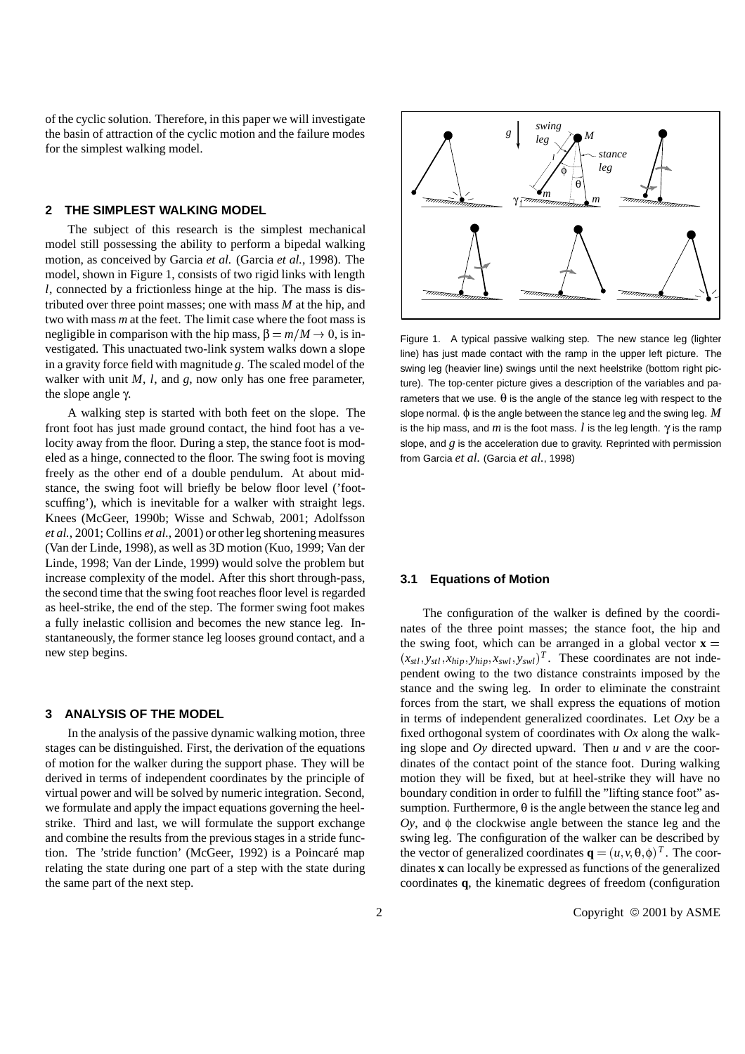of the cyclic solution. Therefore, in this paper we will investigate the basin of attraction of the cyclic motion and the failure modes for the simplest walking model.

## 2 THE SIMPLEST WALKING MODEL

The subject of this research is the simplest mechanical model still possessing the ability to perform a bipedal walking motion, as conceived by Garcia *et al.* (Garcia *et al.*, 1998). The model, shown in Figure 1, consists of two rigid links with length $l$, connected by a frictionless hinge at the hip. The mass is distributed over three point masses; one with mass $M$ at the hip, and two with mass $m$ at the feet. The limit case where the foot mass is negligible in comparison with the hip mass, $\beta = m/M \to 0$, is investigated. This unactuated two-link system walks down a slope in a gravity force field with magnitude $g$. The scaled model of the walker with unit $M$, $l$, and $g$, now only has one free parameter, the slope angle $\gamma$.

A walking step is started with both feet on the slope. The front foot has just made ground contact, the hind foot has a velocity away from the floor. During a step, the stance foot is modeled as a hinge, connected to the floor. The swing foot is moving freely as the other end of a double pendulum. At about midstance, the swing foot will briefly be below floor level ('footscuffing'), which is inevitable for a walker with straight legs. Knees (McGeer, 1990b; Wisse and Schwab, 2001; Adolfsson *et al.*, 2001; Collins *et al.*, 2001) or other leg shortening measures (Van der Linde, 1998), as well as 3D motion (Kuo, 1999; Van der Linde, 1998; Van der Linde, 1999) would solve the problem but increase complexity of the model. After this short through-pass, the second time that the swing foot reaches floor level is regarded as heel-strike, the end of the step. The former swing foot makes a fully inelastic collision and becomes the new stance leg. Instantaneously, the former stance leg looses ground contact, and a new step begins.

## 3 ANALYSIS OF THE MODEL

In the analysis of the passive dynamic walking motion, three stages can be distinguished. First, the derivation of the equations of motion for the walker during the support phase. They will be derived in terms of independent coordinates by the principle of virtual power and will be solved by numeric integration. Second, we formulate and apply the impact equations governing the heelstrike. Third and last, we will formulate the support exchange and combine the results from the previous stages in a stride function. The 'stride function' (McGeer, 1992) is a Poincaré map relating the state during one part of a step with the state during the same part of the next step.

Figure 1. A typical passive walking step. The new stance leg (lighter line) has just made contact with the ramp in the upper left picture. The swing leg (heavier line) swings until the next heelstrike (bottom right picture). The top-center picture gives a description of the variables and parameters that we use. $\theta$ is the angle of the stance leg with respect to the slope normal. $\phi$ is the angle between the stance leg and the swing leg. $M$ is the hip mass, and $m$ is the foot mass. $l$ is the leg length. $\gamma$ is the ramp slope, and $g$ is the acceleration due to gravity. Reprinted with permission from Garcia *et al.* (Garcia *et al.*, 1998)

### 3.1 Equations of Motion

The configuration of the walker is defined by the coordinates of the three point masses; the stance foot, the hip and the swing foot, which can be arranged in a global vector $\mathbf{x} = (x_{stl}, y_{stl}, x_{hip}, y_{hip}, x_{swl}, y_{swl})^T$. These coordinates are not independent owing to the two distance constraints imposed by the stance and the swing leg. In order to eliminate the constraint forces from the start, we shall express the equations of motion in terms of independent generalized coordinates. Let $Oxy$ be a fixed orthogonal system of coordinates with $Ox$ along the walking slope and $Oy$ directed upward. Then $u$ and $v$ are the coordinates of the contact point of the stance foot. During walking motion they will be fixed, but at heel-strike they will have no boundary condition in order to fulfill the "lifting stance foot" assumption. Furthermore, $\theta$ is the angle between the stance leg and $Oy$, and $\phi$ the clockwise angle between the stance leg and the swing leg. The configuration of the walker can be described by the vector of generalized coordinates $\mathbf{q} = (u, v, \theta, \phi)^T$. The coordinates $\mathbf{x}$ can locally be expressed as functions of the generalized coordinates $\mathbf{q}$, the kinematic degrees of freedom (configuration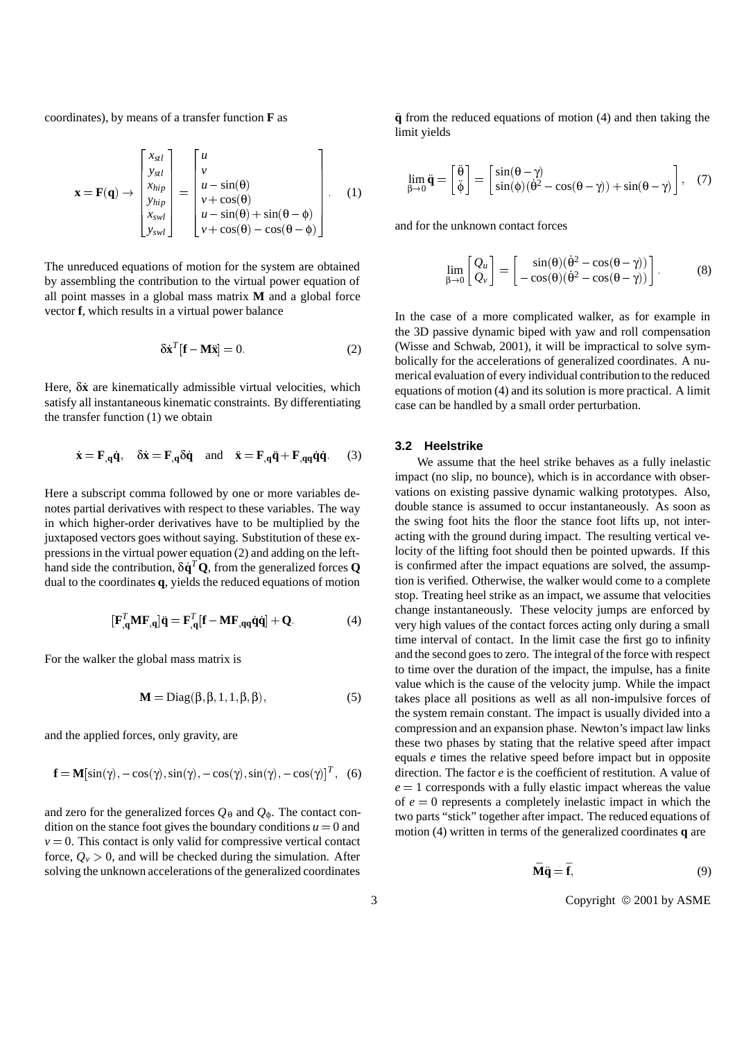coordinates), by means of a transfer function $\mathbf{F}$ as

$$\mathbf{x} = \mathbf{F}(\mathbf{q}) \rightarrow \begin{bmatrix} x_{stl} \\ y_{stl} \\ x_{hip} \\ y_{hip} \\ x_{swl} \\ y_{swl} \end{bmatrix} = \begin{bmatrix} u \\ v \\ u - \sin(\theta) \\ v + \cos(\theta) \\ u - \sin(\theta) + \sin(\theta - \phi) \\ v + \cos(\theta) - \cos(\theta - \phi) \end{bmatrix}. \quad (1)$$

The unreduced equations of motion for the system are obtained by assembling the contribution to the virtual power equation of all point masses in a global mass matrix $\mathbf{M}$ and a global force vector $\mathbf{f}$, which results in a virtual power balance

$$\delta\dot{\mathbf{x}}^T[\mathbf{f} - \mathbf{M}\ddot{\mathbf{x}}] = 0. \quad (2)$$

Here, $\delta\dot{\mathbf{x}}$ are kinematically admissible virtual velocities, which satisfy all instantaneous kinematic constraints. By differentiating the transfer function (1) we obtain

$$\dot{\mathbf{x}} = \mathbf{F}_{,\mathbf{q}}\dot{\mathbf{q}}, \quad \delta\dot{\mathbf{x}} = \mathbf{F}_{,\mathbf{q}}\delta\dot{\mathbf{q}} \quad \text{and} \quad \ddot{\mathbf{x}} = \mathbf{F}_{,\mathbf{q}}\ddot{\mathbf{q}} + \mathbf{F}_{,\mathbf{qq}}\dot{\mathbf{q}}\dot{\mathbf{q}}. \quad (3)$$

Here a subscript comma followed by one or more variables denotes partial derivatives with respect to these variables. The way in which higher-order derivatives have to be multiplied by the juxtaposed vectors goes without saying. Substitution of these expressions in the virtual power equation (2) and adding on the left-hand side the contribution, $\delta\dot{\mathbf{q}}^T\mathbf{Q}$, from the generalized forces $\mathbf{Q}$ dual to the coordinates $\mathbf{q}$, yields the reduced equations of motion

$$[\mathbf{F}_{,\mathbf{q}}^T\mathbf{M}\mathbf{F}_{,\mathbf{q}}]\ddot{\mathbf{q}} = \mathbf{F}_{,\mathbf{q}}^T[\mathbf{f} - \mathbf{M}\mathbf{F}_{,\mathbf{qq}}\dot{\mathbf{q}}\dot{\mathbf{q}}] + \mathbf{Q}. \quad (4)$$

For the walker the global mass matrix is

$$\mathbf{M} = \text{Diag}(\beta, \beta, 1, 1, \beta, \beta), \quad (5)$$

and the applied forces, only gravity, are

$$\mathbf{f} = \mathbf{M}[\sin(\gamma), -\cos(\gamma), \sin(\gamma), -\cos(\gamma), \sin(\gamma), -\cos(\gamma)]^T, \quad (6)$$

and zero for the generalized forces $Q_\theta$ and $Q_\phi$. The contact condition on the stance foot gives the boundary conditions $u = 0$ and $v = 0$. This contact is only valid for compressive vertical contact force, $Q_v > 0$, and will be checked during the simulation. After solving the unknown accelerations of the generalized coordinates $\ddot{\mathbf{q}}$ from the reduced equations of motion (4) and then taking the limit yields

$$\lim_{\beta \to 0} \ddot{\mathbf{q}} = \begin{bmatrix} \ddot{\theta} \\ \ddot{\phi} \end{bmatrix} = \begin{bmatrix} \sin(\theta - \gamma) \\ \sin(\phi)(\dot{\theta}^2 - \cos(\theta - \gamma)) + \sin(\theta - \gamma) \end{bmatrix}, \quad (7)$$

and for the unknown contact forces

$$\lim_{\beta \to 0} \begin{bmatrix} Q_u \\ Q_v \end{bmatrix} = \begin{bmatrix} \sin(\theta)(\dot{\theta}^2 - \cos(\theta - \gamma)) \\ -\cos(\theta)(\dot{\theta}^2 - \cos(\theta - \gamma)) \end{bmatrix}. \quad (8)$$

In the case of a more complicated walker, as for example in the 3D passive dynamic biped with yaw and roll compensation (Wisse and Schwab, 2001), it will be impractical to solve symbolically for the accelerations of generalized coordinates. A numerical evaluation of every individual contribution to the reduced equations of motion (4) and its solution is more practical. A limit case can be handled by a small order perturbation.

### 3.2 Heelstrike

We assume that the heel strike behaves as a fully inelastic impact (no slip, no bounce), which is in accordance with observations on existing passive dynamic walking prototypes. Also, double stance is assumed to occur instantaneously. As soon as the swing foot hits the floor the stance foot lifts up, not interacting with the ground during impact. The resulting vertical velocity of the lifting foot should then be pointed upwards. If this is confirmed after the impact equations are solved, the assumption is verified. Otherwise, the walker would come to a complete stop. Treating heel strike as an impact, we assume that velocities change instantaneously. These velocity jumps are enforced by very high values of the contact forces acting only during a small time interval of contact. In the limit case the first go to infinity and the second goes to zero. The integral of the force with respect to time over the duration of the impact, the impulse, has a finite value which is the cause of the velocity jump. While the impact takes place all positions as well as all non-impulsive forces of the system remain constant. The impact is usually divided into a compression and an expansion phase. Newton's impact law links these two phases by stating that the relative speed after impact equals $e$ times the relative speed before impact but in opposite direction. The factor $e$ is the coefficient of restitution. A value of $e = 1$ corresponds with a fully elastic impact whereas the value of $e = 0$ represents a completely inelastic impact in which the two parts "stick" together after impact. The reduced equations of motion (4) written in terms of the generalized coordinates $\mathbf{q}$ are

$$\bar{\mathbf{M}}\ddot{\mathbf{q}} = \bar{\mathbf{f}}, \quad (9)$$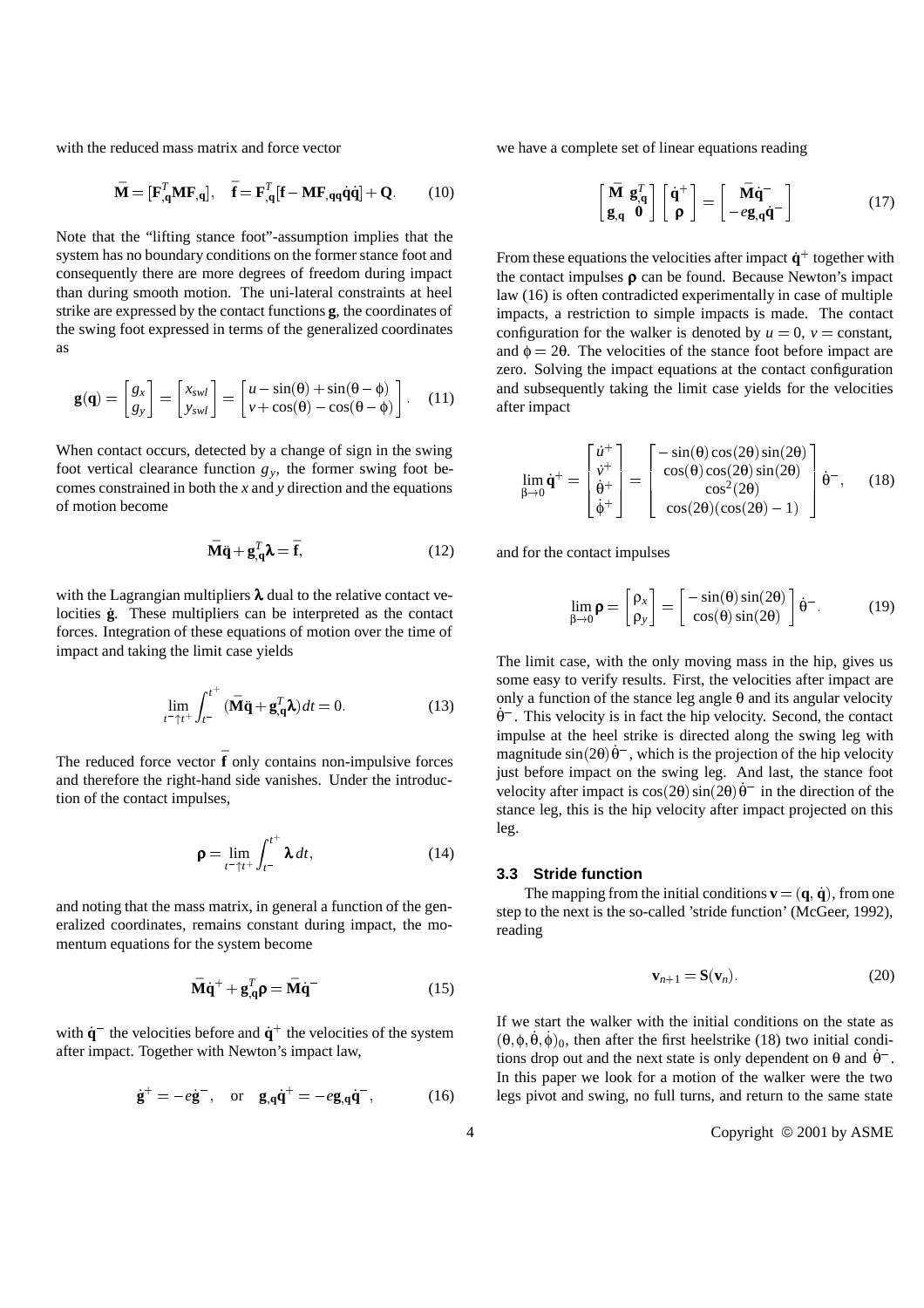with the reduced mass matrix and force vector

$$\bar{\mathbf{M}} = [\mathbf{F}_{,\mathbf{q}}^T \mathbf{M} \mathbf{F}_{,\mathbf{q}}], \quad \bar{\mathbf{f}} = \mathbf{F}_{,\mathbf{q}}^T [\mathbf{f} - \mathbf{M} \mathbf{F}_{,\mathbf{qq}} \dot{\mathbf{q}} \dot{\mathbf{q}}] + \mathbf{Q}. \tag{10}$$

Note that the "lifting stance foot"-assumption implies that the system has no boundary conditions on the former stance foot and consequently there are more degrees of freedom during impact than during smooth motion. The uni-lateral constraints at heel strike are expressed by the contact functions $\mathbf{g}$, the coordinates of the swing foot expressed in terms of the generalized coordinates as

$$\mathbf{g}(\mathbf{q}) = \begin{bmatrix} g_x \\ g_y \end{bmatrix} = \begin{bmatrix} x_{swl} \\ y_{swl} \end{bmatrix} = \begin{bmatrix} u - \sin(\theta) + \sin(\theta - \phi) \\ v + \cos(\theta) - \cos(\theta - \phi) \end{bmatrix}. \tag{11}$$

When contact occurs, detected by a change of sign in the swing foot vertical clearance function $g_y$, the former swing foot becomes constrained in both the $x$ and $y$ direction and the equations of motion become

$$\bar{\mathbf{M}} \ddot{\mathbf{q}} + \mathbf{g}_{,\mathbf{q}}^T \boldsymbol{\lambda} = \bar{\mathbf{f}}, \tag{12}$$

with the Lagrangian multipliers $\boldsymbol{\lambda}$ dual to the relative contact velocities $\dot{\mathbf{g}}$. These multipliers can be interpreted as the contact forces. Integration of these equations of motion over the time of impact and taking the limit case yields

$$\lim_{t^- \uparrow t^+} \int_{t^-}^{t^+} (\bar{\mathbf{M}} \ddot{\mathbf{q}} + \mathbf{g}_{,\mathbf{q}}^T \boldsymbol{\lambda}) \, dt = 0. \tag{13}$$

The reduced force vector $\bar{\mathbf{f}}$ only contains non-impulsive forces and therefore the right-hand side vanishes. Under the introduction of the contact impulses,

$$\boldsymbol{\rho} = \lim_{t^- \uparrow t^+} \int_{t^-}^{t^+} \boldsymbol{\lambda} \, dt, \tag{14}$$

and noting that the mass matrix, in general a function of the generalized coordinates, remains constant during impact, the momentum equations for the system become

$$\bar{\mathbf{M}} \dot{\mathbf{q}}^+ + \mathbf{g}_{,\mathbf{q}}^T \boldsymbol{\rho} = \bar{\mathbf{M}} \dot{\mathbf{q}}^- \tag{15}$$

with $\dot{\mathbf{q}}^-$ the velocities before and $\dot{\mathbf{q}}^+$ the velocities of the system after impact. Together with Newton's impact law,

$$\dot{\mathbf{g}}^+ = -e \dot{\mathbf{g}}^-, \quad \text{or} \quad \mathbf{g}_{,\mathbf{q}} \dot{\mathbf{q}}^+ = -e \mathbf{g}_{,\mathbf{q}} \dot{\mathbf{q}}^-, \tag{16}$$

we have a complete set of linear equations reading

$$\begin{bmatrix} \bar{\mathbf{M}} & \mathbf{g}_{,\mathbf{q}}^T \\ \mathbf{g}_{,\mathbf{q}} & \mathbf{0} \end{bmatrix} \begin{bmatrix} \dot{\mathbf{q}}^+ \\ \boldsymbol{\rho} \end{bmatrix} = \begin{bmatrix} \bar{\mathbf{M}} \dot{\mathbf{q}}^- \\ -e \mathbf{g}_{,\mathbf{q}} \dot{\mathbf{q}}^- \end{bmatrix} \tag{17}$$

From these equations the velocities after impact $\dot{\mathbf{q}}^+$ together with the contact impulses $\boldsymbol{\rho}$ can be found. Because Newton's impact law (16) is often contradicted experimentally in case of multiple impacts, a restriction to simple impacts is made. The contact configuration for the walker is denoted by $u = 0$, $v =$ constant, and $\phi = 2\theta$. The velocities of the stance foot before impact are zero. Solving the impact equations at the contact configuration and subsequently taking the limit case yields for the velocities after impact

$$\lim_{\beta \to 0} \dot{\mathbf{q}}^+ = \begin{bmatrix} \dot{u}^+ \\ \dot{v}^+ \\ \dot{\theta}^+ \\ \dot{\phi}^+ \end{bmatrix} = \begin{bmatrix} -\sin(\theta)\cos(2\theta)\sin(2\theta) \\ \cos(\theta)\cos(2\theta)\sin(2\theta) \\ \cos^2(2\theta) \\ \cos(2\theta)(\cos(2\theta) - 1) \end{bmatrix} \dot{\theta}^-, \tag{18}$$

and for the contact impulses

$$\lim_{\beta \to 0} \boldsymbol{\rho} = \begin{bmatrix} \rho_x \\ \rho_y \end{bmatrix} = \begin{bmatrix} -\sin(\theta)\sin(2\theta) \\ \cos(\theta)\sin(2\theta) \end{bmatrix} \dot{\theta}^-. \tag{19}$$

The limit case, with the only moving mass in the hip, gives us some easy to verify results. First, the velocities after impact are only a function of the stance leg angle $\theta$ and its angular velocity $\dot{\theta}^-$. This velocity is in fact the hip velocity. Second, the contact impulse at the heel strike is directed along the swing leg with magnitude $\sin(2\theta)\dot{\theta}^-$, which is the projection of the hip velocity just before impact on the swing leg. And last, the stance foot velocity after impact is $\cos(2\theta)\sin(2\theta)\dot{\theta}^-$ in the direction of the stance leg, this is the hip velocity after impact projected on this leg.

### 3.3 Stride function

The mapping from the initial conditions $\mathbf{v} = (\mathbf{q}, \dot{\mathbf{q}})$, from one step to the next is the so-called 'stride function' (McGeer, 1992), reading

$$\mathbf{v}_{n+1} = \mathbf{S}(\mathbf{v}_n). \tag{20}$$

If we start the walker with the initial conditions on the state as $(\theta, \phi, \dot{\theta}, \dot{\phi})_0$, then after the first heelstrike (18) two initial conditions drop out and the next state is only dependent on $\theta$ and $\dot{\theta}^-$. In this paper we look for a motion of the walker were the two legs pivot and swing, no full turns, and return to the same state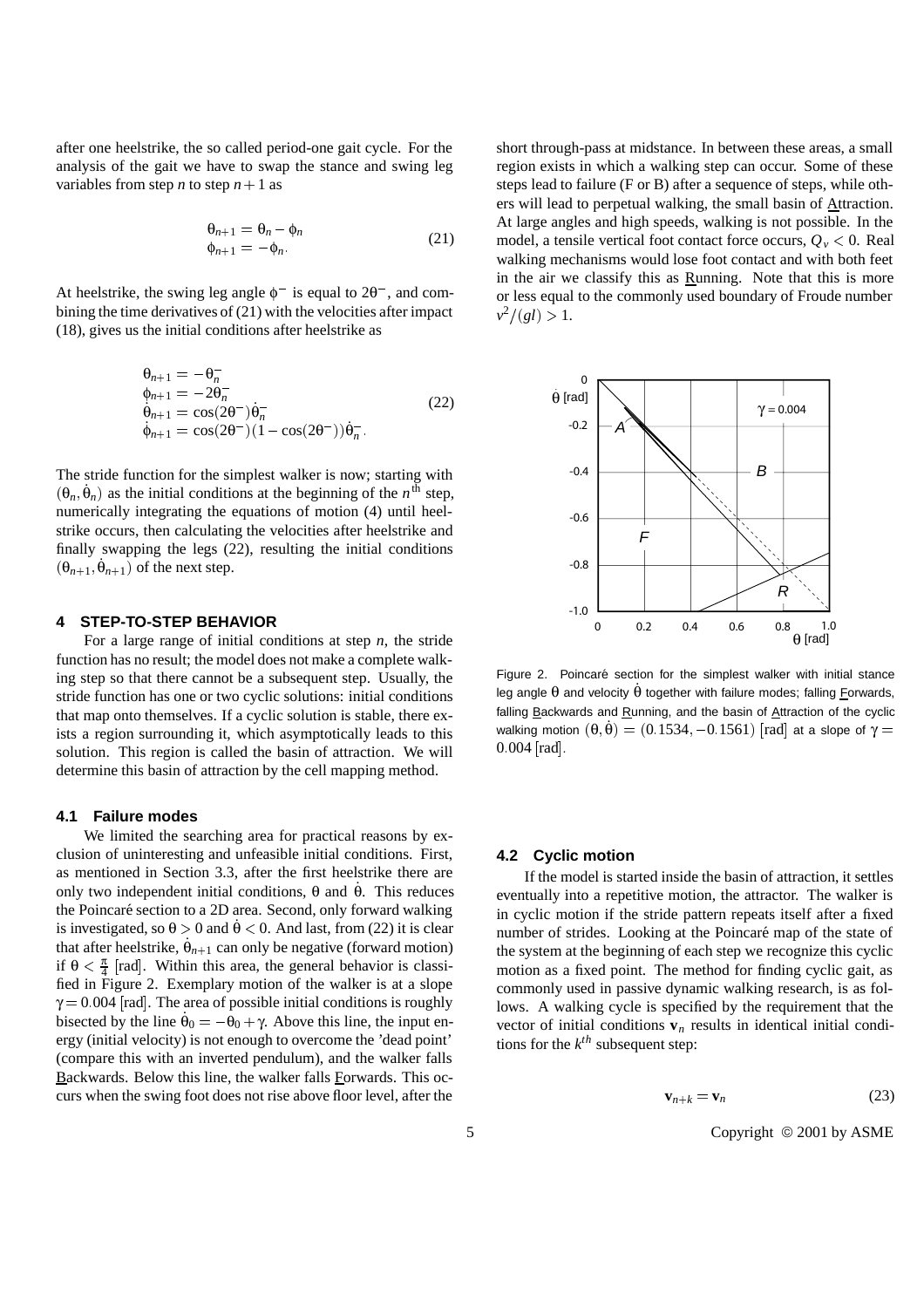after one heelstrike, the so called period-one gait cycle. For the analysis of the gait we have to swap the stance and swing leg variables from step $n$ to step $n+1$ as

$$\begin{aligned} \theta_{n+1} &= \theta_n - \phi_n \\ \phi_{n+1} &= -\phi_n. \end{aligned} \tag{21}$$

At heelstrike, the swing leg angle $\phi^-$ is equal to $2\theta^-$, and combining the time derivatives of (21) with the velocities after impact (18), gives us the initial conditions after heelstrike as

$$\begin{aligned} \theta_{n+1} &= -\theta_n^- \\ \phi_{n+1} &= -2\theta_n^- \\ \dot{\theta}_{n+1} &= \cos(2\theta^-)\dot{\theta}_n^- \\ \dot{\phi}_{n+1} &= \cos(2\theta^-)(1-\cos(2\theta^-))\dot{\theta}_n^-. \end{aligned} \tag{22}$$

The stride function for the simplest walker is now; starting with $(\theta_n, \dot{\theta}_n)$ as the initial conditions at the beginning of the $n^{\text{th}}$ step, numerically integrating the equations of motion (4) until heelstrike occurs, then calculating the velocities after heelstrike and finally swapping the legs (22), resulting the initial conditions $(\theta_{n+1}, \dot{\theta}_{n+1})$ of the next step.

## 4 STEP-TO-STEP BEHAVIOR

For a large range of initial conditions at step $n$, the stride function has no result; the model does not make a complete walking step so that there cannot be a subsequent step. Usually, the stride function has one or two cyclic solutions: initial conditions that map onto themselves. If a cyclic solution is stable, there exists a region surrounding it, which asymptotically leads to this solution. This region is called the basin of attraction. We will determine this basin of attraction by the cell mapping method.

### 4.1 Failure modes

We limited the searching area for practical reasons by exclusion of uninteresting and unfeasible initial conditions. First, as mentioned in Section 3.3, after the first heelstrike there are only two independent initial conditions, $\theta$ and $\dot{\theta}$. This reduces the Poincaré section to a 2D area. Second, only forward walking is investigated, so $\theta > 0$ and $\dot{\theta} < 0$. And last, from (22) it is clear that after heelstrike, $\dot{\theta}_{n+1}$ can only be negative (forward motion) if $\theta < \frac{\pi}{4}$ [rad]. Within this area, the general behavior is classified in Figure 2. Exemplary motion of the walker is at a slope $\gamma = 0.004$ [rad]. The area of possible initial conditions is roughly bisected by the line $\dot{\theta}_0 = -\theta_0 + \gamma$. Above this line, the input energy (initial velocity) is not enough to overcome the 'dead point' (compare this with an inverted pendulum), and the walker falls Backwards. Below this line, the walker falls Forwards. This occurs when the swing foot does not rise above floor level, after the short through-pass at midstance. In between these areas, a small region exists in which a walking step can occur. Some of these steps lead to failure (F or B) after a sequence of steps, while others will lead to perpetual walking, the small basin of Attraction. At large angles and high speeds, walking is not possible. In the model, a tensile vertical foot contact force occurs, $Q_v < 0$. Real walking mechanisms would lose foot contact and with both feet in the air we classify this as Running. Note that this is more or less equal to the commonly used boundary of Froude number $v^2/(gl) > 1$.

Figure 2. Poincaré section for the simplest walker with initial stance leg angle $\theta$ and velocity $\dot{\theta}$ together with failure modes; falling Forwards, falling Backwards and Running, and the basin of Attraction of the cyclic walking motion $(\theta, \dot{\theta}) = (0.1534, -0.1561)$ [rad] at a slope of $\gamma = 0.004$ [rad].

### 4.2 Cyclic motion

If the model is started inside the basin of attraction, it settles eventually into a repetitive motion, the attractor. The walker is in cyclic motion if the stride pattern repeats itself after a fixed number of strides. Looking at the Poincaré map of the state of the system at the beginning of each step we recognize this cyclic motion as a fixed point. The method for finding cyclic gait, as commonly used in passive dynamic walking research, is as follows. A walking cycle is specified by the requirement that the vector of initial conditions $\mathbf{v}_n$ results in identical initial conditions for the $k^{th}$ subsequent step:

$$\mathbf{v}_{n+k} = \mathbf{v}_n \tag{23}$$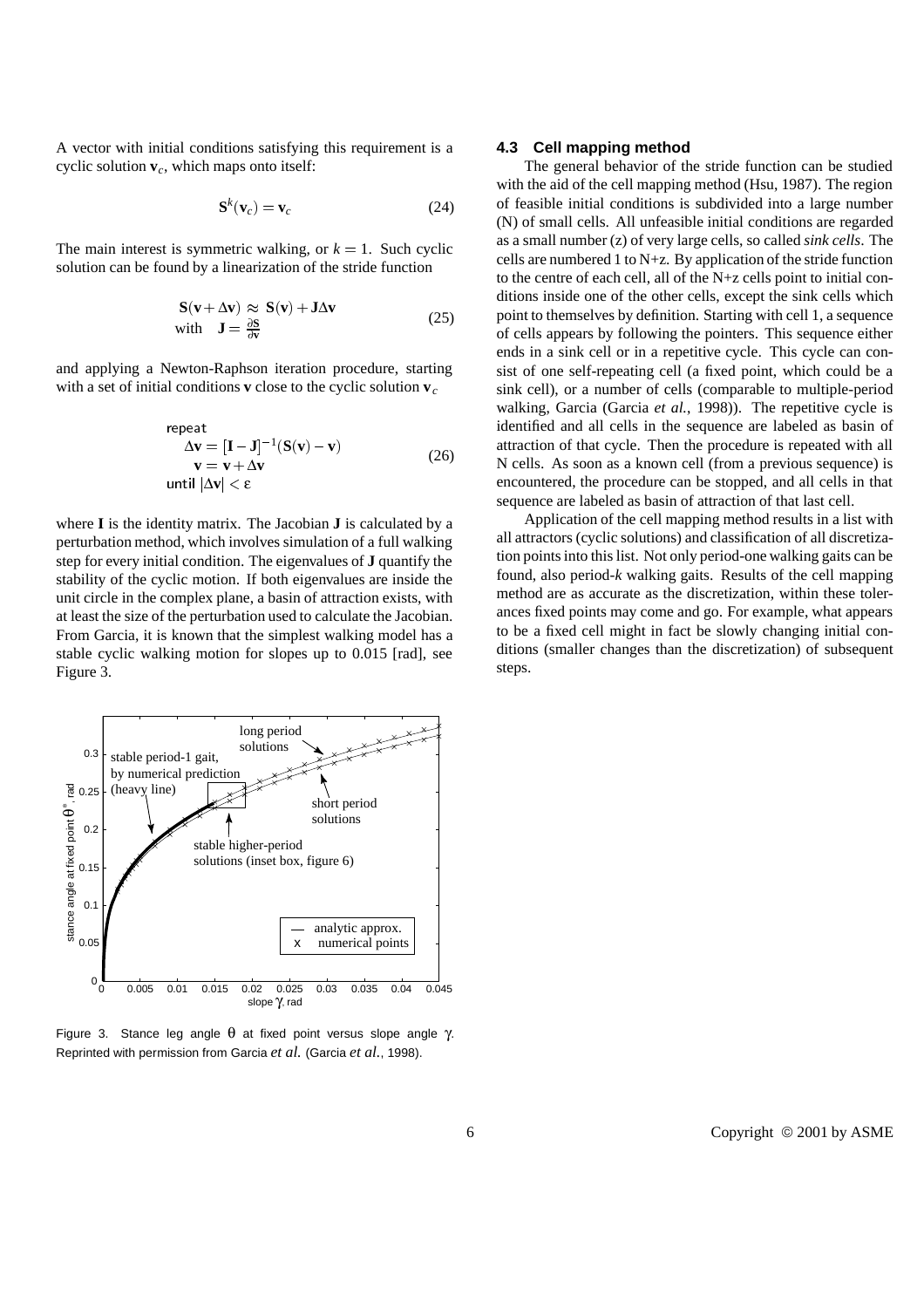A vector with initial conditions satisfying this requirement is a cyclic solution $\mathbf{v}_c$, which maps onto itself:

$$\mathbf{S}^k(\mathbf{v}_c) = \mathbf{v}_c \tag{24}$$

The main interest is symmetric walking, or $k = 1$. Such cyclic solution can be found by a linearization of the stride function

$$\begin{aligned} \mathbf{S}(\mathbf{v}+\Delta\mathbf{v}) &\approx \mathbf{S}(\mathbf{v}) + \mathbf{J}\Delta\mathbf{v} \\ \text{with} \quad \mathbf{J} &= \frac{\partial \mathbf{S}}{\partial \mathbf{v}} \end{aligned} \tag{25}$$

and applying a Newton-Raphson iteration procedure, starting with a set of initial conditions $\mathbf{v}$ close to the cyclic solution $\mathbf{v}_c$

$$\begin{aligned} &\text{repeat} \\ &\quad \Delta\mathbf{v} = [\mathbf{I} - \mathbf{J}]^{-1}(\mathbf{S}(\mathbf{v}) - \mathbf{v}) \\ &\quad \mathbf{v} = \mathbf{v} + \Delta\mathbf{v} \\ &\text{until } |\Delta\mathbf{v}| < \varepsilon \end{aligned} \tag{26}$$

where $\mathbf{I}$ is the identity matrix. The Jacobian $\mathbf{J}$ is calculated by a perturbation method, which involves simulation of a full walking step for every initial condition. The eigenvalues of $\mathbf{J}$ quantify the stability of the cyclic motion. If both eigenvalues are inside the unit circle in the complex plane, a basin of attraction exists, with at least the size of the perturbation used to calculate the Jacobian. From Garcia, it is known that the simplest walking model has a stable cyclic walking motion for slopes up to 0.015 [rad], see Figure 3.

Figure 3. Stance leg angle $\theta$ at fixed point versus slope angle $\gamma$. Reprinted with permission from Garcia *et al.* (Garcia *et al.*, 1998).

### 4.3 Cell mapping method

The general behavior of the stride function can be studied with the aid of the cell mapping method (Hsu, 1987). The region of feasible initial conditions is subdivided into a large number (N) of small cells. All unfeasible initial conditions are regarded as a small number (z) of very large cells, so called *sink cells*. The cells are numbered 1 to N+z. By application of the stride function to the centre of each cell, all of the N+z cells point to initial conditions inside one of the other cells, except the sink cells which point to themselves by definition. Starting with cell 1, a sequence of cells appears by following the pointers. This sequence either ends in a sink cell or in a repetitive cycle. This cycle can consist of one self-repeating cell (a fixed point, which could be a sink cell), or a number of cells (comparable to multiple-period walking, Garcia (Garcia *et al.*, 1998)). The repetitive cycle is identified and all cells in the sequence are labeled as basin of attraction of that cycle. Then the procedure is repeated with all N cells. As soon as a known cell (from a previous sequence) is encountered, the procedure can be stopped, and all cells in that sequence are labeled as basin of attraction of that last cell.

Application of the cell mapping method results in a list with all attractors (cyclic solutions) and classification of all discretization points into this list. Not only period-one walking gaits can be found, also period-*k* walking gaits. Results of the cell mapping method are as accurate as the discretization, within these tolerances fixed points may come and go. For example, what appears to be a fixed cell might in fact be slowly changing initial conditions (smaller changes than the discretization) of subsequent steps.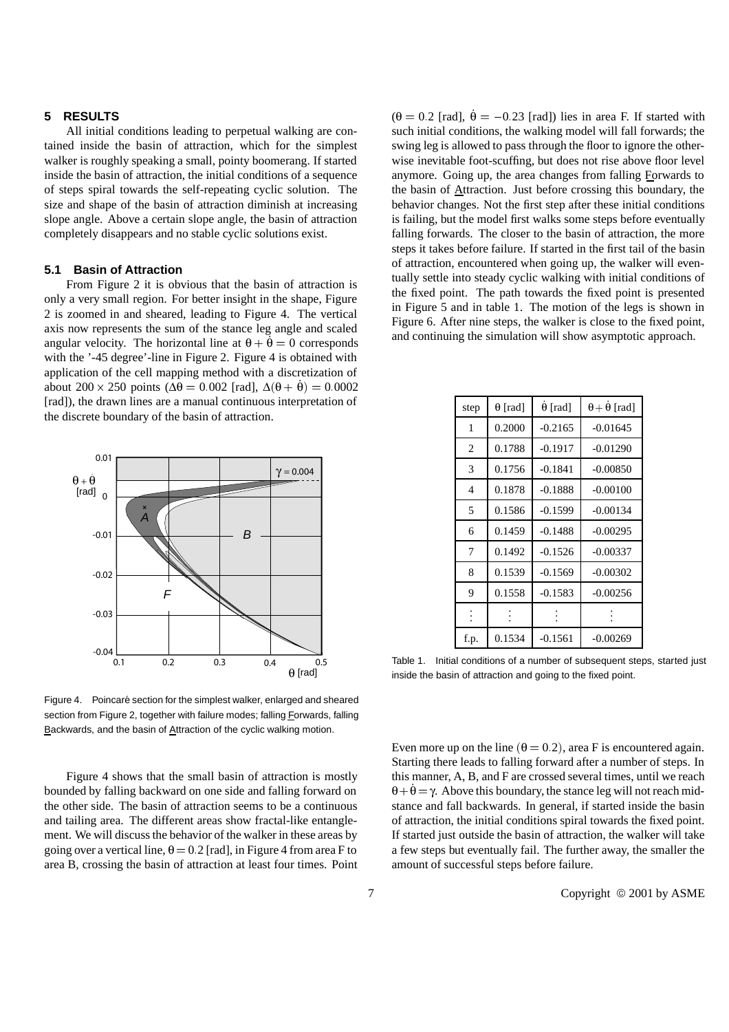## 5 RESULTS

All initial conditions leading to perpetual walking are contained inside the basin of attraction, which for the simplest walker is roughly speaking a small, pointy boomerang. If started inside the basin of attraction, the initial conditions of a sequence of steps spiral towards the self-repeating cyclic solution. The size and shape of the basin of attraction diminish at increasing slope angle. Above a certain slope angle, the basin of attraction completely disappears and no stable cyclic solutions exist.

### 5.1 Basin of Attraction

From Figure 2 it is obvious that the basin of attraction is only a very small region. For better insight in the shape, Figure 2 is zoomed in and sheared, leading to Figure 4. The vertical axis now represents the sum of the stance leg angle and scaled angular velocity. The horizontal line at $\theta + \dot{\theta} = 0$ corresponds with the '-45 degree'-line in Figure 2. Figure 4 is obtained with application of the cell mapping method with a discretization of about $200 \times 250$ points ($\Delta\theta = 0.002$ [rad], $\Delta(\theta + \dot{\theta}) = 0.0002$ [rad]), the drawn lines are a manual continuous interpretation of the discrete boundary of the basin of attraction.

Figure 4. Poincaré section for the simplest walker, enlarged and sheared section from Figure 2, together with failure modes; falling Forwards, falling Backwards, and the basin of Attraction of the cyclic walking motion.

Figure 4 shows that the small basin of attraction is mostly bounded by falling backward on one side and falling forward on the other side. The basin of attraction seems to be a continuous and tailing area. The different areas show fractal-like entanglement. We will discuss the behavior of the walker in these areas by going over a vertical line, $\theta = 0.2$ [rad], in Figure 4 from area F to area B, crossing the basin of attraction at least four times. Point ($\theta = 0.2$ [rad], $\dot{\theta} = -0.23$ [rad]) lies in area F. If started with such initial conditions, the walking model will fall forwards; the swing leg is allowed to pass through the floor to ignore the otherwise inevitable foot-scuffing, but does not rise above floor level anymore. Going up, the area changes from falling Forwards to the basin of Attraction. Just before crossing this boundary, the behavior changes. Not the first step after these initial conditions is failing, but the model first walks some steps before eventually falling forwards. The closer to the basin of attraction, the more steps it takes before failure. If started in the first tail of the basin of attraction, encountered when going up, the walker will eventually settle into steady cyclic walking with initial conditions of the fixed point. The path towards the fixed point is presented in Figure 5 and in table 1. The motion of the legs is shown in Figure 6. After nine steps, the walker is close to the fixed point, and continuing the simulation will show asymptotic approach.

| step | $\theta$ [rad] | $\dot{\theta}$ [rad] | $\theta + \dot{\theta}$ [rad] |
|---|---|---|---|
| 1 | 0.2000 | -0.2165 | -0.01645 |
| 2 | 0.1788 | -0.1917 | -0.01290 |
| 3 | 0.1756 | -0.1841 | -0.00850 |
| 4 | 0.1878 | -0.1888 | -0.00100 |
| 5 | 0.1586 | -0.1599 | -0.00134 |
| 6 | 0.1459 | -0.1488 | -0.00295 |
| 7 | 0.1492 | -0.1526 | -0.00337 |
| 8 | 0.1539 | -0.1569 | -0.00302 |
| 9 | 0.1558 | -0.1583 | -0.00256 |
| ⋮ | ⋮ | ⋮ | ⋮ |
| f.p. | 0.1534 | -0.1561 | -0.00269 |

Table 1. Initial conditions of a number of subsequent steps, started just inside the basin of attraction and going to the fixed point.

Even more up on the line ($\theta = 0.2$), area F is encountered again. Starting there leads to falling forward after a number of steps. In this manner, A, B, and F are crossed several times, until we reach $\theta + \dot{\theta} = \gamma$. Above this boundary, the stance leg will not reach midstance and fall backwards. In general, if started inside the basin of attraction, the initial conditions spiral towards the fixed point. If started just outside the basin of attraction, the walker will take a few steps but eventually fail. The further away, the smaller the amount of successful steps before failure.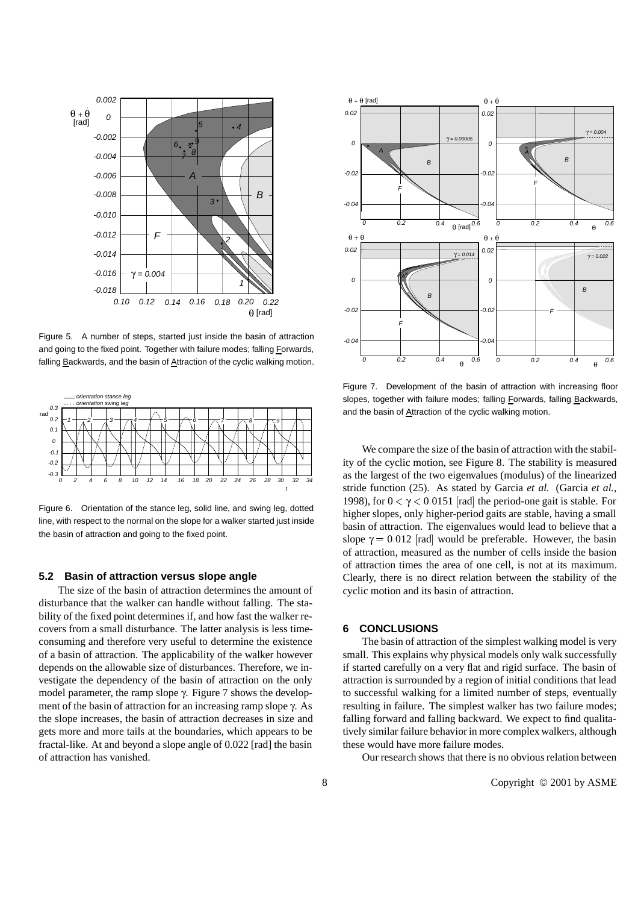Figure 5. A number of steps, started just inside the basin of attraction and going to the fixed point. Together with failure modes; falling Forwards, falling Backwards, and the basin of Attraction of the cyclic walking motion.

Figure 6. Orientation of the stance leg, solid line, and swing leg, dotted line, with respect to the normal on the slope for a walker started just inside the basin of attraction and going to the fixed point.

### 5.2 Basin of attraction versus slope angle

The size of the basin of attraction determines the amount of disturbance that the walker can handle without falling. The stability of the fixed point determines if, and how fast the walker recovers from a small disturbance. The latter analysis is less time-consuming and therefore very useful to determine the existence of a basin of attraction. The applicability of the walker however depends on the allowable size of disturbances. Therefore, we investigate the dependency of the basin of attraction on the only model parameter, the ramp slope $\gamma$. Figure 7 shows the development of the basin of attraction for an increasing ramp slope $\gamma$. As the slope increases, the basin of attraction decreases in size and gets more and more tails at the boundaries, which appears to be fractal-like. At and beyond a slope angle of 0.022 [rad] the basin of attraction has vanished.

Figure 7. Development of the basin of attraction with increasing floor slopes, together with failure modes; falling Forwards, falling Backwards, and the basin of Attraction of the cyclic walking motion.

We compare the size of the basin of attraction with the stability of the cyclic motion, see Figure 8. The stability is measured as the largest of the two eigenvalues (modulus) of the linearized stride function (25). As stated by Garcia *et al.* (Garcia *et al.*, 1998), for $0 < \gamma < 0.0151$ [rad] the period-one gait is stable. For higher slopes, only higher-period gaits are stable, having a small basin of attraction. The eigenvalues would lead to believe that a slope $\gamma = 0.012$ [rad] would be preferable. However, the basin of attraction, measured as the number of cells inside the basion of attraction times the area of one cell, is not at its maximum. Clearly, there is no direct relation between the stability of the cyclic motion and its basin of attraction.

## 6 CONCLUSIONS

The basin of attraction of the simplest walking model is very small. This explains why physical models only walk successfully if started carefully on a very flat and rigid surface. The basin of attraction is surrounded by a region of initial conditions that lead to successful walking for a limited number of steps, eventually resulting in failure. The simplest walker has two failure modes; falling forward and falling backward. We expect to find qualitatively similar failure behavior in more complex walkers, although these would have more failure modes.

Our research shows that there is no obvious relation between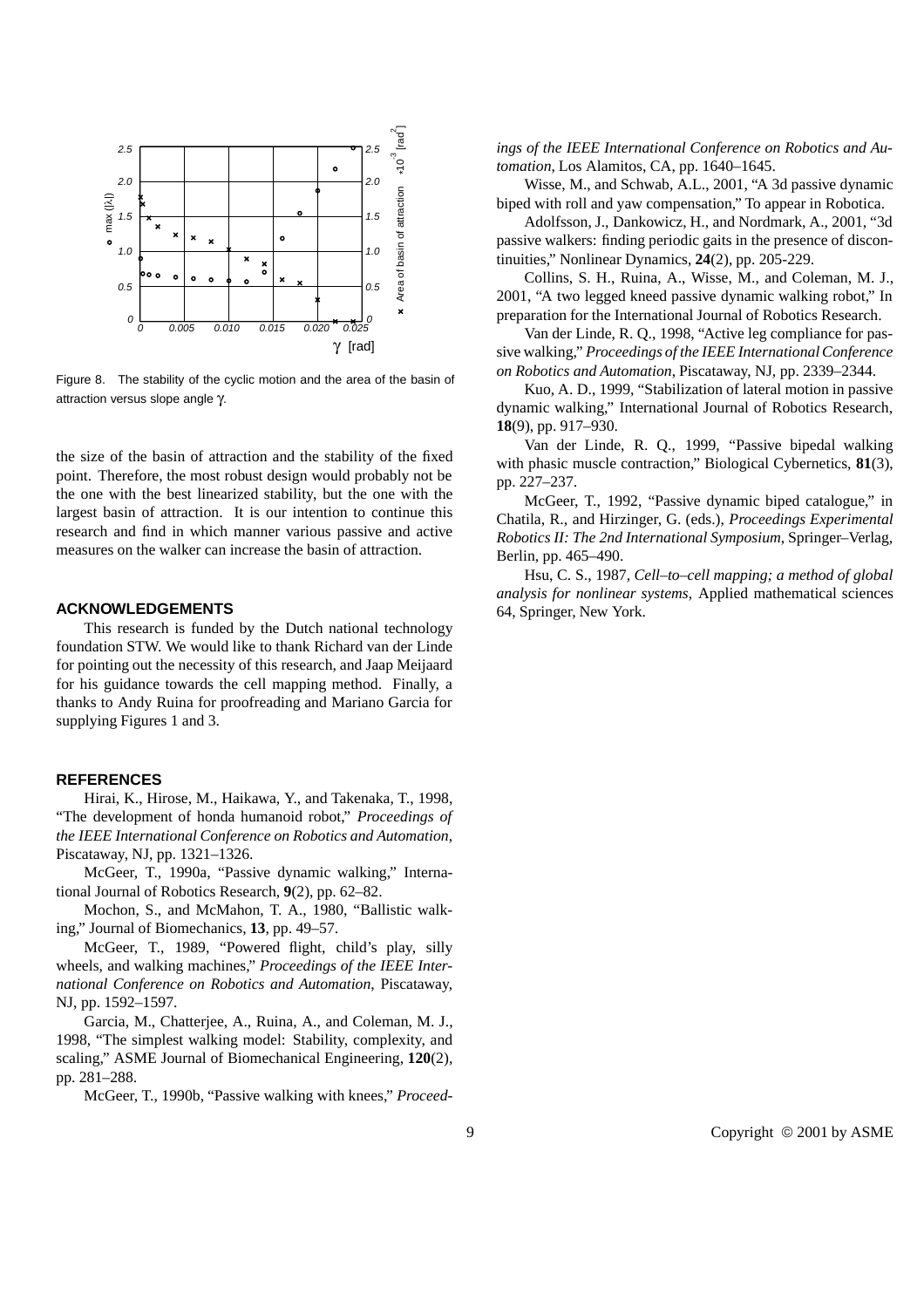2.5
2.0
1.5
1.0
0.5
0
0
0.005
0.010
0.015
0.020
0.025
max (|λ|)
Area of basin of attraction $*10^{-3}$ [rad$^2$]
$\gamma$ [rad]

Figure 8. The stability of the cyclic motion and the area of the basin of attraction versus slope angle $\gamma$.

the size of the basin of attraction and the stability of the fixed point. Therefore, the most robust design would probably not be the one with the best linearized stability, but the one with the largest basin of attraction. It is our intention to continue this research and find in which manner various passive and active measures on the walker can increase the basin of attraction.

## ACKNOWLEDGEMENTS

This research is funded by the Dutch national technology foundation STW. We would like to thank Richard van der Linde for pointing out the necessity of this research, and Jaap Meijaard for his guidance towards the cell mapping method. Finally, a thanks to Andy Ruina for proofreading and Mariano Garcia for supplying Figures 1 and 3.

## REFERENCES

Hirai, K., Hirose, M., Haikawa, Y., and Takenaka, T., 1998, "The development of honda humanoid robot," *Proceedings of the IEEE International Conference on Robotics and Automation*, Piscataway, NJ, pp. 1321–1326.

McGeer, T., 1990a, "Passive dynamic walking," International Journal of Robotics Research, **9**(2), pp. 62–82.

Mochon, S., and McMahon, T. A., 1980, "Ballistic walking," Journal of Biomechanics, **13**, pp. 49–57.

McGeer, T., 1989, "Powered flight, child's play, silly wheels, and walking machines," *Proceedings of the IEEE International Conference on Robotics and Automation*, Piscataway, NJ, pp. 1592–1597.

Garcia, M., Chatterjee, A., Ruina, A., and Coleman, M. J., 1998, "The simplest walking model: Stability, complexity, and scaling," ASME Journal of Biomechanical Engineering, **120**(2), pp. 281–288.

McGeer, T., 1990b, "Passive walking with knees," *Proceedings of the IEEE International Conference on Robotics and Automation*, Los Alamitos, CA, pp. 1640–1645.

Wisse, M., and Schwab, A.L., 2001, "A 3d passive dynamic biped with roll and yaw compensation," To appear in Robotica.

Adolfsson, J., Dankowicz, H., and Nordmark, A., 2001, "3d passive walkers: finding periodic gaits in the presence of discontinuities," Nonlinear Dynamics, **24**(2), pp. 205-229.

Collins, S. H., Ruina, A., Wisse, M., and Coleman, M. J., 2001, "A two legged kneed passive dynamic walking robot," In preparation for the International Journal of Robotics Research.

Van der Linde, R. Q., 1998, "Active leg compliance for passive walking," *Proceedings of the IEEE International Conference on Robotics and Automation*, Piscataway, NJ, pp. 2339–2344.

Kuo, A. D., 1999, "Stabilization of lateral motion in passive dynamic walking," International Journal of Robotics Research, **18**(9), pp. 917–930.

Van der Linde, R. Q., 1999, "Passive bipedal walking with phasic muscle contraction," Biological Cybernetics, **81**(3), pp. 227–237.

McGeer, T., 1992, "Passive dynamic biped catalogue," in Chatila, R., and Hirzinger, G. (eds.), *Proceedings Experimental Robotics II: The 2nd International Symposium*, Springer–Verlag, Berlin, pp. 465–490.

Hsu, C. S., 1987, *Cell–to–cell mapping; a method of global analysis for nonlinear systems*, Applied mathematical sciences 64, Springer, New York.